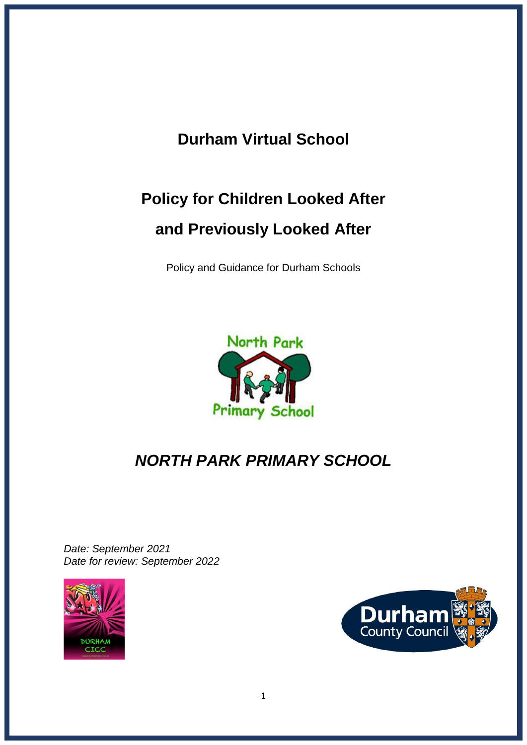# Durham Virtual School

# Policy for Children Looked After and Previously Looked After

Policy and Guidance for Durham Schools

## *NORTH PARK PRIMARY SCHOOL*

*Date: September 2021*
*Date for review: September 2022*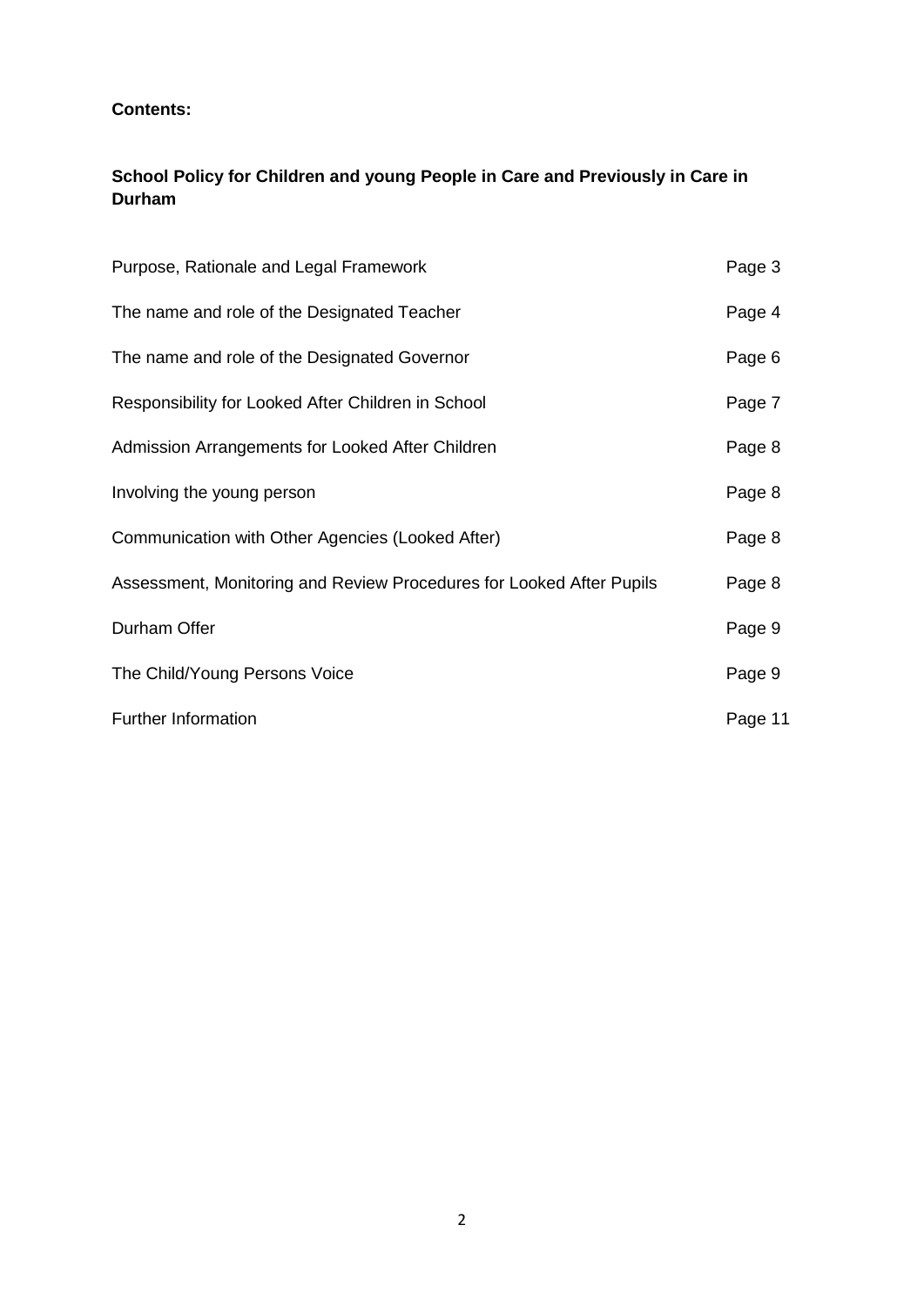**Contents:**

**School Policy for Children and young People in Care and Previously in Care in Durham**

| | |
|---|---|
| Purpose, Rationale and Legal Framework | Page 3 |
| The name and role of the Designated Teacher | Page 4 |
| The name and role of the Designated Governor | Page 6 |
| Responsibility for Looked After Children in School | Page 7 |
| Admission Arrangements for Looked After Children | Page 8 |
| Involving the young person | Page 8 |
| Communication with Other Agencies (Looked After) | Page 8 |
| Assessment, Monitoring and Review Procedures for Looked After Pupils | Page 8 |
| Durham Offer | Page 9 |
| The Child/Young Persons Voice | Page 9 |
| Further Information | Page 11 |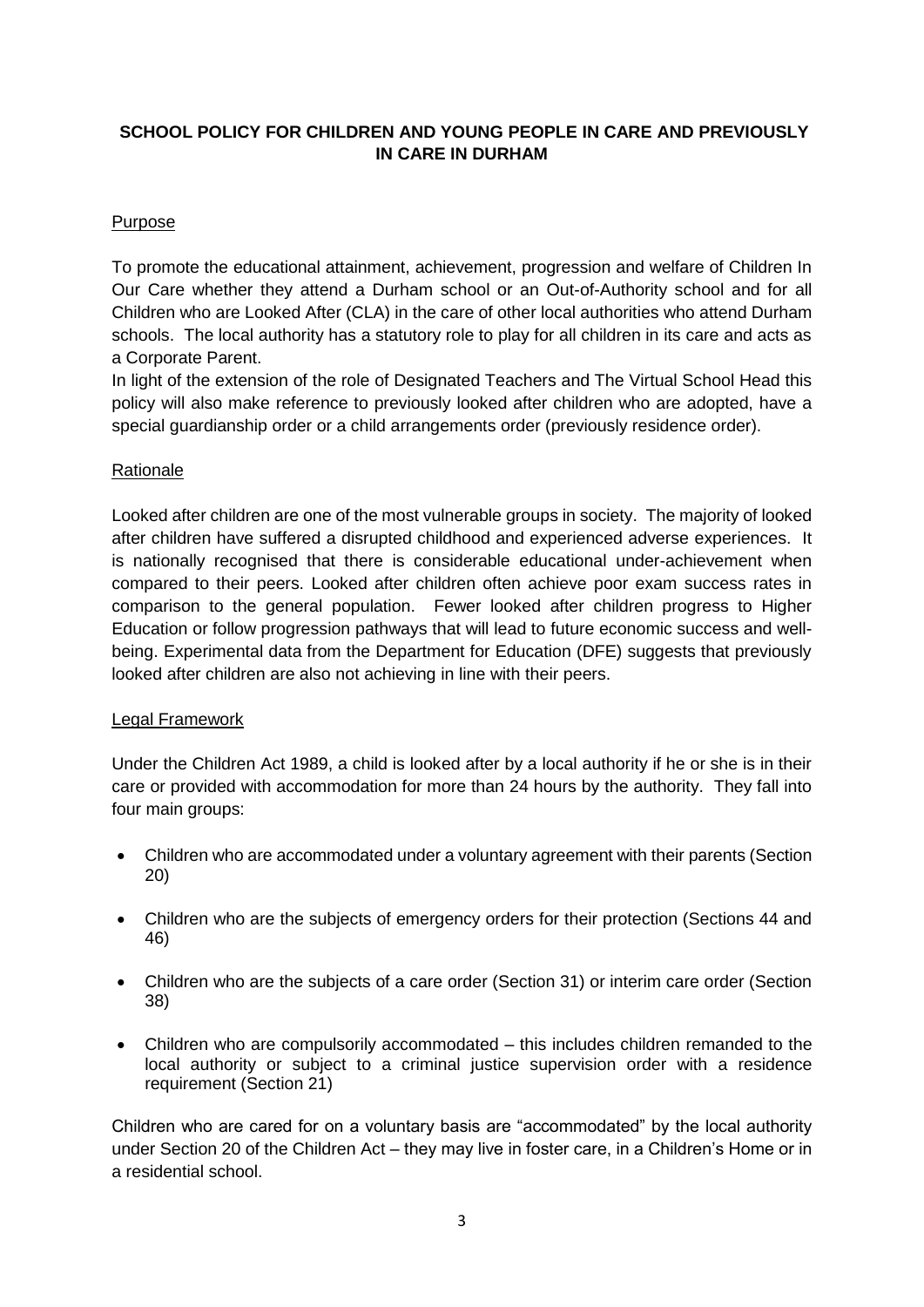# SCHOOL POLICY FOR CHILDREN AND YOUNG PEOPLE IN CARE AND PREVIOUSLY IN CARE IN DURHAM

## Purpose

To promote the educational attainment, achievement, progression and welfare of Children In Our Care whether they attend a Durham school or an Out-of-Authority school and for all Children who are Looked After (CLA) in the care of other local authorities who attend Durham schools. The local authority has a statutory role to play for all children in its care and acts as a Corporate Parent.

In light of the extension of the role of Designated Teachers and The Virtual School Head this policy will also make reference to previously looked after children who are adopted, have a special guardianship order or a child arrangements order (previously residence order).

## Rationale

Looked after children are one of the most vulnerable groups in society. The majority of looked after children have suffered a disrupted childhood and experienced adverse experiences. It is nationally recognised that there is considerable educational under-achievement when compared to their peers. Looked after children often achieve poor exam success rates in comparison to the general population. Fewer looked after children progress to Higher Education or follow progression pathways that will lead to future economic success and well-being. Experimental data from the Department for Education (DFE) suggests that previously looked after children are also not achieving in line with their peers.

## Legal Framework

Under the Children Act 1989, a child is looked after by a local authority if he or she is in their care or provided with accommodation for more than 24 hours by the authority. They fall into four main groups:

- Children who are accommodated under a voluntary agreement with their parents (Section 20)
- Children who are the subjects of emergency orders for their protection (Sections 44 and 46)
- Children who are the subjects of a care order (Section 31) or interim care order (Section 38)
- Children who are compulsorily accommodated – this includes children remanded to the local authority or subject to a criminal justice supervision order with a residence requirement (Section 21)

Children who are cared for on a voluntary basis are "accommodated" by the local authority under Section 20 of the Children Act – they may live in foster care, in a Children's Home or in a residential school.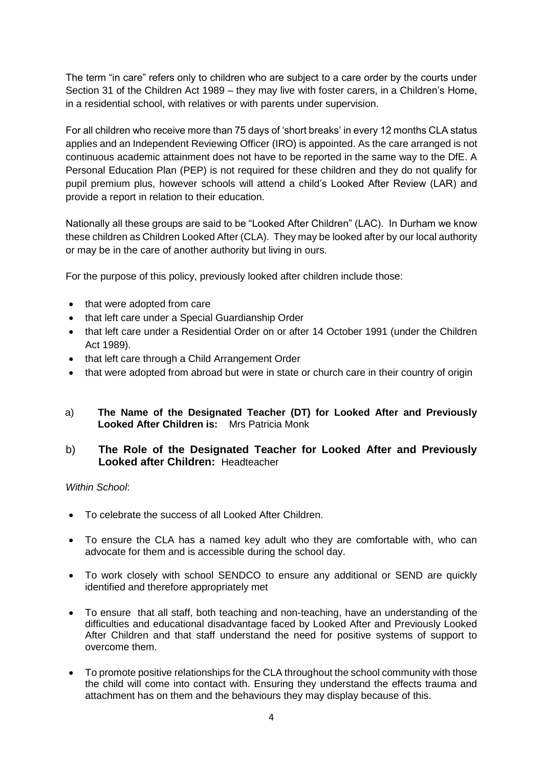The term "in care" refers only to children who are subject to a care order by the courts under Section 31 of the Children Act 1989 – they may live with foster carers, in a Children's Home, in a residential school, with relatives or with parents under supervision.

For all children who receive more than 75 days of 'short breaks' in every 12 months CLA status applies and an Independent Reviewing Officer (IRO) is appointed. As the care arranged is not continuous academic attainment does not have to be reported in the same way to the DfE. A Personal Education Plan (PEP) is not required for these children and they do not qualify for pupil premium plus, however schools will attend a child's Looked After Review (LAR) and provide a report in relation to their education.

Nationally all these groups are said to be "Looked After Children" (LAC). In Durham we know these children as Children Looked After (CLA). They may be looked after by our local authority or may be in the care of another authority but living in ours.

For the purpose of this policy, previously looked after children include those:

- that were adopted from care
- that left care under a Special Guardianship Order
- that left care under a Residential Order on or after 14 October 1991 (under the Children Act 1989).
- that left care through a Child Arrangement Order
- that were adopted from abroad but were in state or church care in their country of origin

a) **The Name of the Designated Teacher (DT) for Looked After and Previously Looked After Children is:** Mrs Patricia Monk

b) **The Role of the Designated Teacher for Looked After and Previously Looked after Children:** Headteacher

*Within School*:

- To celebrate the success of all Looked After Children.
- To ensure the CLA has a named key adult who they are comfortable with, who can advocate for them and is accessible during the school day.
- To work closely with school SENDCO to ensure any additional or SEND are quickly identified and therefore appropriately met
- To ensure that all staff, both teaching and non-teaching, have an understanding of the difficulties and educational disadvantage faced by Looked After and Previously Looked After Children and that staff understand the need for positive systems of support to overcome them.
- To promote positive relationships for the CLA throughout the school community with those the child will come into contact with. Ensuring they understand the effects trauma and attachment has on them and the behaviours they may display because of this.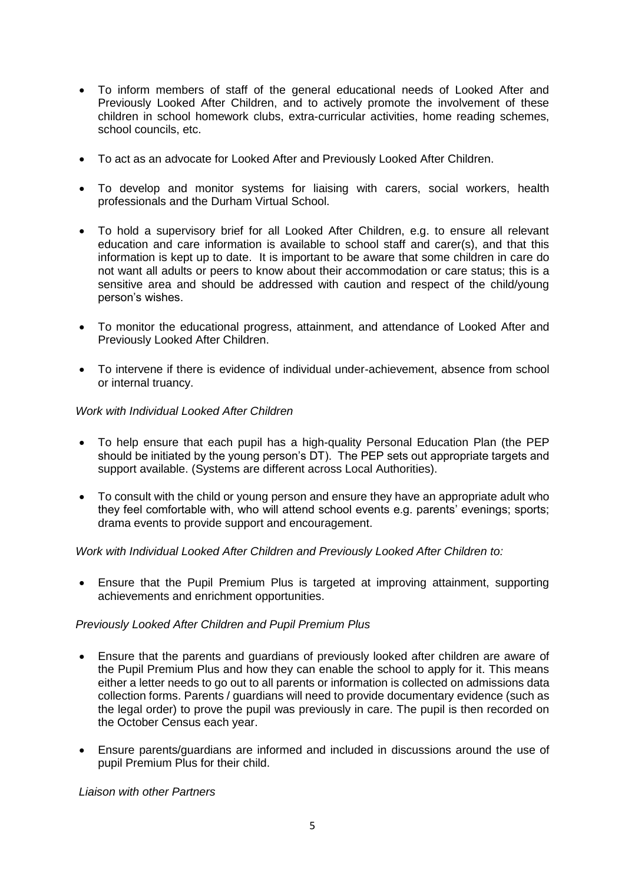- To inform members of staff of the general educational needs of Looked After and Previously Looked After Children, and to actively promote the involvement of these children in school homework clubs, extra-curricular activities, home reading schemes, school councils, etc.

- To act as an advocate for Looked After and Previously Looked After Children.

- To develop and monitor systems for liaising with carers, social workers, health professionals and the Durham Virtual School.

- To hold a supervisory brief for all Looked After Children, e.g. to ensure all relevant education and care information is available to school staff and carer(s), and that this information is kept up to date. It is important to be aware that some children in care do not want all adults or peers to know about their accommodation or care status; this is a sensitive area and should be addressed with caution and respect of the child/young person's wishes.

- To monitor the educational progress, attainment, and attendance of Looked After and Previously Looked After Children.

- To intervene if there is evidence of individual under-achievement, absence from school or internal truancy.

*Work with Individual Looked After Children*

- To help ensure that each pupil has a high-quality Personal Education Plan (the PEP should be initiated by the young person's DT). The PEP sets out appropriate targets and support available. (Systems are different across Local Authorities).

- To consult with the child or young person and ensure they have an appropriate adult who they feel comfortable with, who will attend school events e.g. parents' evenings; sports; drama events to provide support and encouragement.

*Work with Individual Looked After Children and Previously Looked After Children to:*

- Ensure that the Pupil Premium Plus is targeted at improving attainment, supporting achievements and enrichment opportunities.

*Previously Looked After Children and Pupil Premium Plus*

- Ensure that the parents and guardians of previously looked after children are aware of the Pupil Premium Plus and how they can enable the school to apply for it. This means either a letter needs to go out to all parents or information is collected on admissions data collection forms. Parents / guardians will need to provide documentary evidence (such as the legal order) to prove the pupil was previously in care. The pupil is then recorded on the October Census each year.

- Ensure parents/guardians are informed and included in discussions around the use of pupil Premium Plus for their child.

*Liaison with other Partners*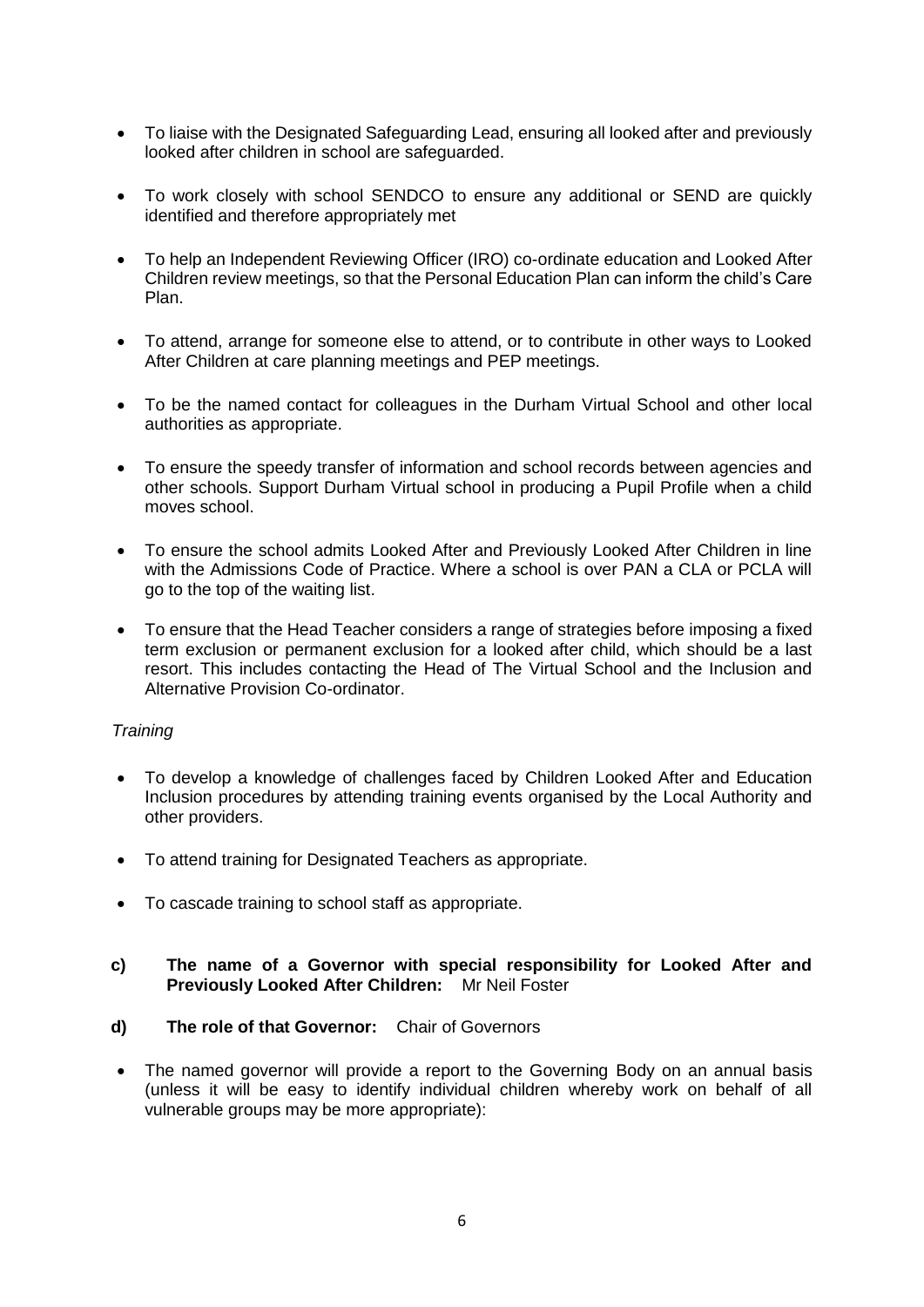- To liaise with the Designated Safeguarding Lead, ensuring all looked after and previously looked after children in school are safeguarded.
- To work closely with school SENDCO to ensure any additional or SEND are quickly identified and therefore appropriately met
- To help an Independent Reviewing Officer (IRO) co-ordinate education and Looked After Children review meetings, so that the Personal Education Plan can inform the child's Care Plan.
- To attend, arrange for someone else to attend, or to contribute in other ways to Looked After Children at care planning meetings and PEP meetings.
- To be the named contact for colleagues in the Durham Virtual School and other local authorities as appropriate.
- To ensure the speedy transfer of information and school records between agencies and other schools. Support Durham Virtual school in producing a Pupil Profile when a child moves school.
- To ensure the school admits Looked After and Previously Looked After Children in line with the Admissions Code of Practice. Where a school is over PAN a CLA or PCLA will go to the top of the waiting list.
- To ensure that the Head Teacher considers a range of strategies before imposing a fixed term exclusion or permanent exclusion for a looked after child, which should be a last resort. This includes contacting the Head of The Virtual School and the Inclusion and Alternative Provision Co-ordinator.

*Training*

- To develop a knowledge of challenges faced by Children Looked After and Education Inclusion procedures by attending training events organised by the Local Authority and other providers.
- To attend training for Designated Teachers as appropriate.
- To cascade training to school staff as appropriate.

**c) The name of a Governor with special responsibility for Looked After and Previously Looked After Children:** Mr Neil Foster

**d) The role of that Governor:** Chair of Governors

- The named governor will provide a report to the Governing Body on an annual basis (unless it will be easy to identify individual children whereby work on behalf of all vulnerable groups may be more appropriate):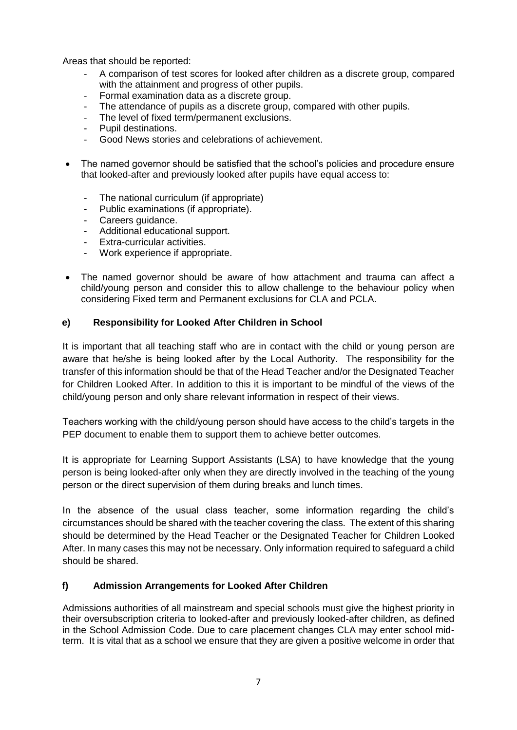Areas that should be reported:

- A comparison of test scores for looked after children as a discrete group, compared with the attainment and progress of other pupils.
- Formal examination data as a discrete group.
- The attendance of pupils as a discrete group, compared with other pupils.
- The level of fixed term/permanent exclusions.
- Pupil destinations.
- Good News stories and celebrations of achievement.

- The named governor should be satisfied that the school's policies and procedure ensure that looked-after and previously looked after pupils have equal access to:
  - The national curriculum (if appropriate)
  - Public examinations (if appropriate).
  - Careers guidance.
  - Additional educational support.
  - Extra-curricular activities.
  - Work experience if appropriate.

- The named governor should be aware of how attachment and trauma can affect a child/young person and consider this to allow challenge to the behaviour policy when considering Fixed term and Permanent exclusions for CLA and PCLA.

### e) Responsibility for Looked After Children in School

It is important that all teaching staff who are in contact with the child or young person are aware that he/she is being looked after by the Local Authority. The responsibility for the transfer of this information should be that of the Head Teacher and/or the Designated Teacher for Children Looked After. In addition to this it is important to be mindful of the views of the child/young person and only share relevant information in respect of their views.

Teachers working with the child/young person should have access to the child's targets in the PEP document to enable them to support them to achieve better outcomes.

It is appropriate for Learning Support Assistants (LSA) to have knowledge that the young person is being looked-after only when they are directly involved in the teaching of the young person or the direct supervision of them during breaks and lunch times.

In the absence of the usual class teacher, some information regarding the child's circumstances should be shared with the teacher covering the class. The extent of this sharing should be determined by the Head Teacher or the Designated Teacher for Children Looked After. In many cases this may not be necessary. Only information required to safeguard a child should be shared.

### f) Admission Arrangements for Looked After Children

Admissions authorities of all mainstream and special schools must give the highest priority in their oversubscription criteria to looked-after and previously looked-after children, as defined in the School Admission Code. Due to care placement changes CLA may enter school mid-term. It is vital that as a school we ensure that they are given a positive welcome in order that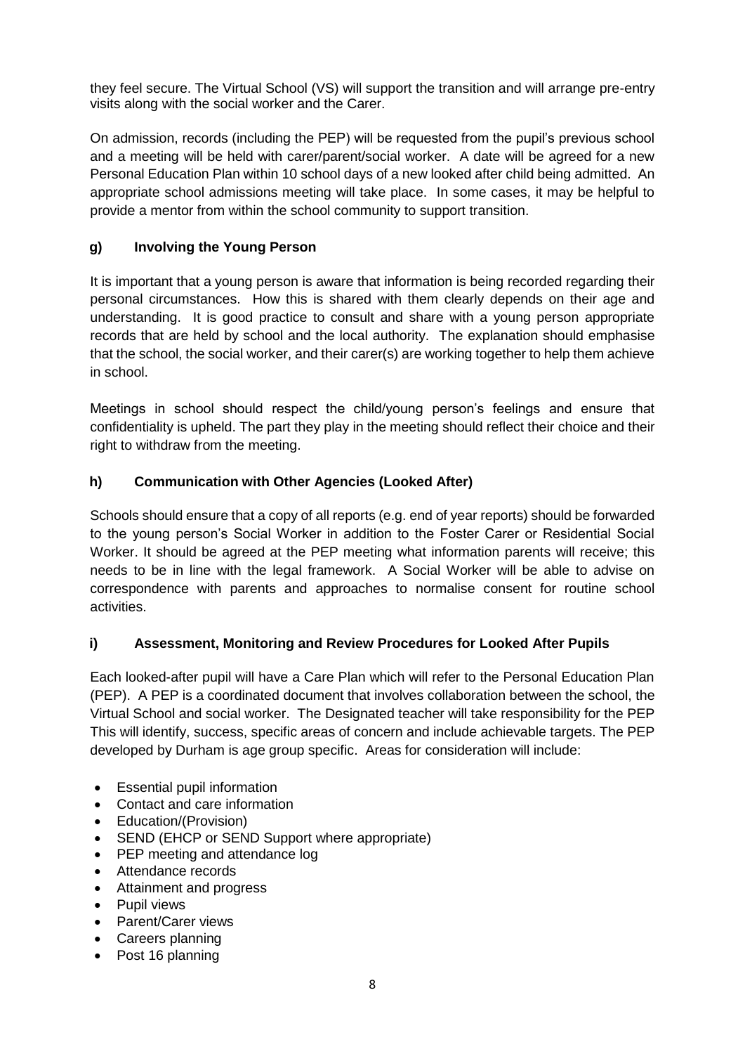they feel secure. The Virtual School (VS) will support the transition and will arrange pre-entry visits along with the social worker and the Carer.

On admission, records (including the PEP) will be requested from the pupil's previous school and a meeting will be held with carer/parent/social worker. A date will be agreed for a new Personal Education Plan within 10 school days of a new looked after child being admitted. An appropriate school admissions meeting will take place. In some cases, it may be helpful to provide a mentor from within the school community to support transition.

### g) Involving the Young Person

It is important that a young person is aware that information is being recorded regarding their personal circumstances. How this is shared with them clearly depends on their age and understanding. It is good practice to consult and share with a young person appropriate records that are held by school and the local authority. The explanation should emphasise that the school, the social worker, and their carer(s) are working together to help them achieve in school.

Meetings in school should respect the child/young person's feelings and ensure that confidentiality is upheld. The part they play in the meeting should reflect their choice and their right to withdraw from the meeting.

### h) Communication with Other Agencies (Looked After)

Schools should ensure that a copy of all reports (e.g. end of year reports) should be forwarded to the young person's Social Worker in addition to the Foster Carer or Residential Social Worker. It should be agreed at the PEP meeting what information parents will receive; this needs to be in line with the legal framework. A Social Worker will be able to advise on correspondence with parents and approaches to normalise consent for routine school activities.

### i) Assessment, Monitoring and Review Procedures for Looked After Pupils

Each looked-after pupil will have a Care Plan which will refer to the Personal Education Plan (PEP). A PEP is a coordinated document that involves collaboration between the school, the Virtual School and social worker. The Designated teacher will take responsibility for the PEP This will identify, success, specific areas of concern and include achievable targets. The PEP developed by Durham is age group specific. Areas for consideration will include:

- Essential pupil information
- Contact and care information
- Education/(Provision)
- SEND (EHCP or SEND Support where appropriate)
- PEP meeting and attendance log
- Attendance records
- Attainment and progress
- Pupil views
- Parent/Carer views
- Careers planning
- Post 16 planning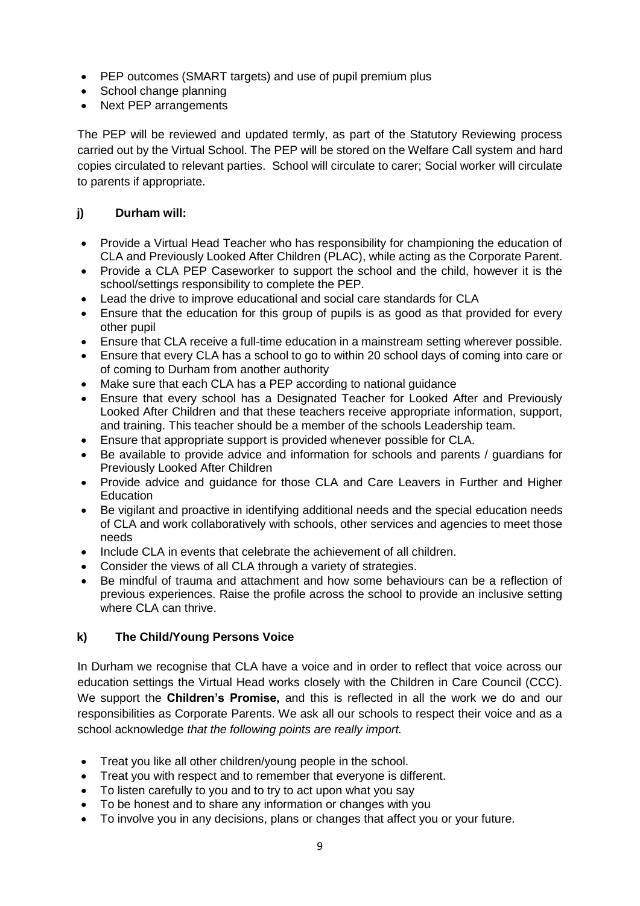- PEP outcomes (SMART targets) and use of pupil premium plus
- School change planning
- Next PEP arrangements

The PEP will be reviewed and updated termly, as part of the Statutory Reviewing process carried out by the Virtual School. The PEP will be stored on the Welfare Call system and hard copies circulated to relevant parties. School will circulate to carer; Social worker will circulate to parents if appropriate.

### j) Durham will:

- Provide a Virtual Head Teacher who has responsibility for championing the education of CLA and Previously Looked After Children (PLAC), while acting as the Corporate Parent.
- Provide a CLA PEP Caseworker to support the school and the child, however it is the school/settings responsibility to complete the PEP.
- Lead the drive to improve educational and social care standards for CLA
- Ensure that the education for this group of pupils is as good as that provided for every other pupil
- Ensure that CLA receive a full-time education in a mainstream setting wherever possible.
- Ensure that every CLA has a school to go to within 20 school days of coming into care or of coming to Durham from another authority
- Make sure that each CLA has a PEP according to national guidance
- Ensure that every school has a Designated Teacher for Looked After and Previously Looked After Children and that these teachers receive appropriate information, support, and training. This teacher should be a member of the schools Leadership team.
- Ensure that appropriate support is provided whenever possible for CLA.
- Be available to provide advice and information for schools and parents / guardians for Previously Looked After Children
- Provide advice and guidance for those CLA and Care Leavers in Further and Higher Education
- Be vigilant and proactive in identifying additional needs and the special education needs of CLA and work collaboratively with schools, other services and agencies to meet those needs
- Include CLA in events that celebrate the achievement of all children.
- Consider the views of all CLA through a variety of strategies.
- Be mindful of trauma and attachment and how some behaviours can be a reflection of previous experiences. Raise the profile across the school to provide an inclusive setting where CLA can thrive.

### k) The Child/Young Persons Voice

In Durham we recognise that CLA have a voice and in order to reflect that voice across our education settings the Virtual Head works closely with the Children in Care Council (CCC). We support the **Children's Promise,** and this is reflected in all the work we do and our responsibilities as Corporate Parents. We ask all our schools to respect their voice and as a school acknowledge *that the following points are really import.*

- Treat you like all other children/young people in the school.
- Treat you with respect and to remember that everyone is different.
- To listen carefully to you and to try to act upon what you say
- To be honest and to share any information or changes with you
- To involve you in any decisions, plans or changes that affect you or your future.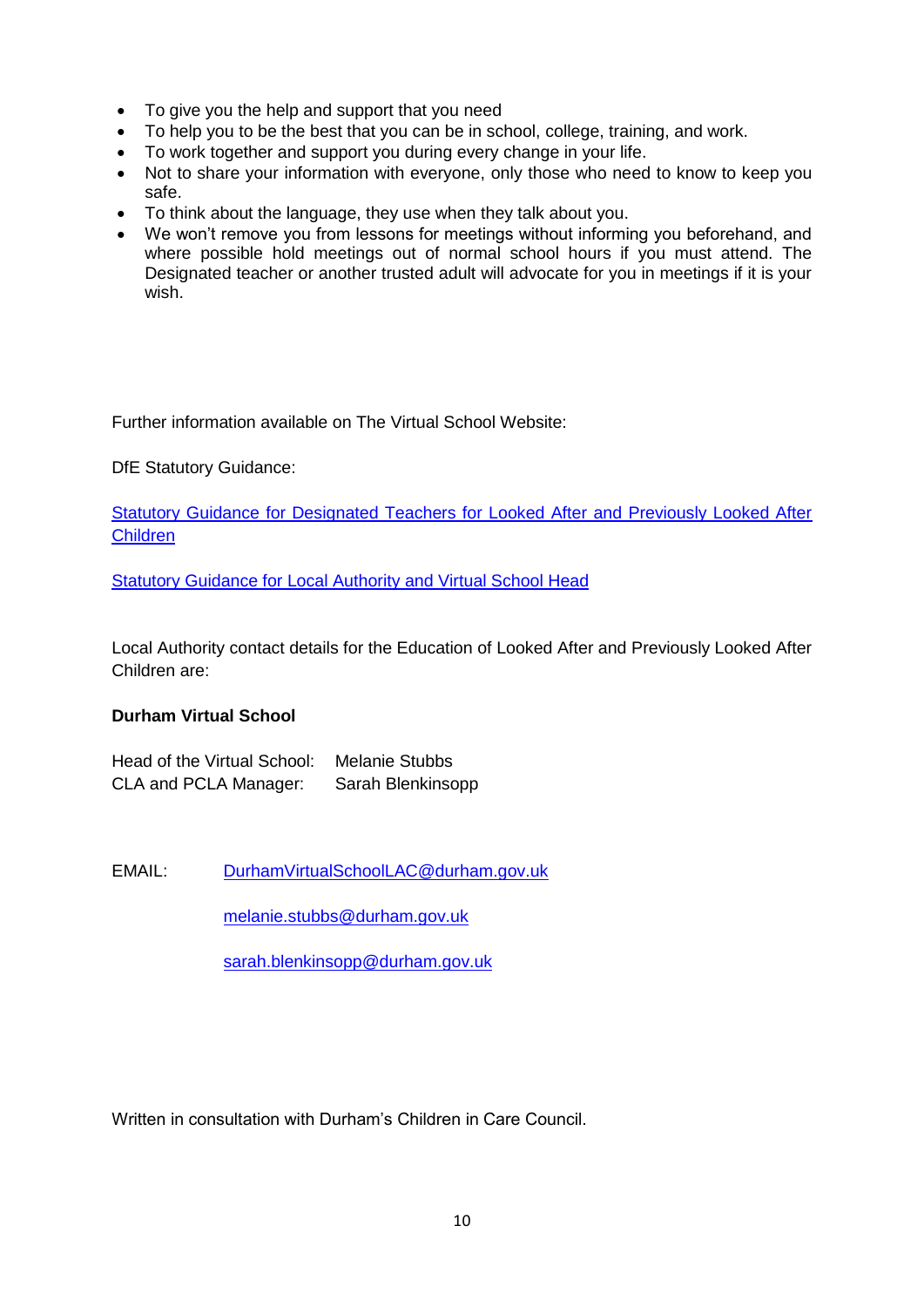- To give you the help and support that you need
- To help you to be the best that you can be in school, college, training, and work.
- To work together and support you during every change in your life.
- Not to share your information with everyone, only those who need to know to keep you safe.
- To think about the language, they use when they talk about you.
- We won't remove you from lessons for meetings without informing you beforehand, and where possible hold meetings out of normal school hours if you must attend. The Designated teacher or another trusted adult will advocate for you in meetings if it is your wish.

Further information available on The Virtual School Website:

DfE Statutory Guidance:

Statutory Guidance for Designated Teachers for Looked After and Previously Looked After Children

Statutory Guidance for Local Authority and Virtual School Head

Local Authority contact details for the Education of Looked After and Previously Looked After Children are:

**Durham Virtual School**

Head of the Virtual School: Melanie Stubbs
CLA and PCLA Manager: Sarah Blenkinsopp

EMAIL: DurhamVirtualSchoolLAC@durham.gov.uk

melanie.stubbs@durham.gov.uk

sarah.blenkinsopp@durham.gov.uk

Written in consultation with Durham's Children in Care Council.